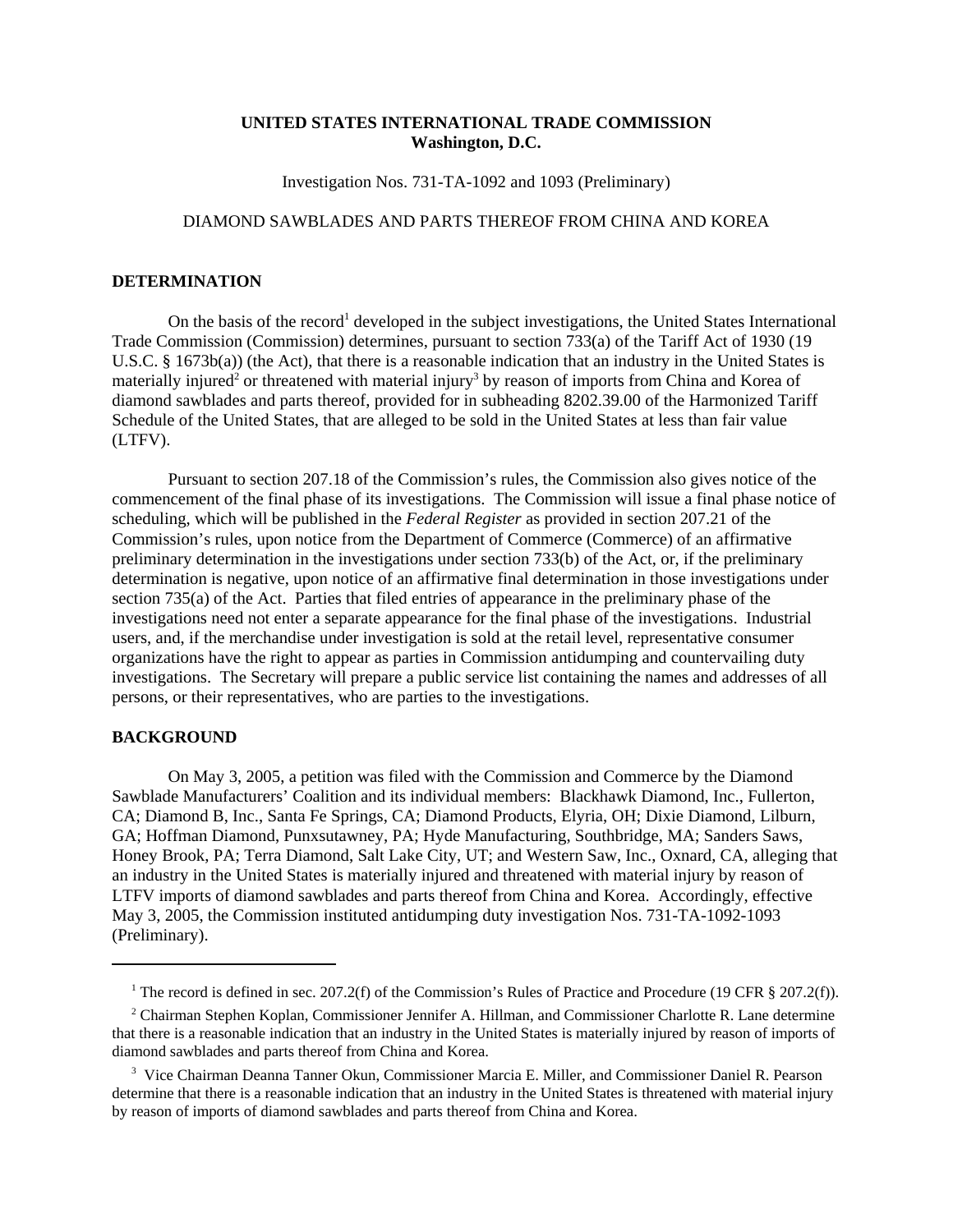**UNITED STATES INTERNATIONAL TRADE COMMISSION**
**Washington, D.C.**

Investigation Nos. 731-TA-1092 and 1093 (Preliminary)

DIAMOND SAWBLADES AND PARTS THEREOF FROM CHINA AND KOREA

## DETERMINATION

On the basis of the record[1] developed in the subject investigations, the United States International Trade Commission (Commission) determines, pursuant to section 733(a) of the Tariff Act of 1930 (19 U.S.C. § 1673b(a)) (the Act), that there is a reasonable indication that an industry in the United States is materially injured[2] or threatened with material injury[3] by reason of imports from China and Korea of diamond sawblades and parts thereof, provided for in subheading 8202.39.00 of the Harmonized Tariff Schedule of the United States, that are alleged to be sold in the United States at less than fair value (LTFV).

Pursuant to section 207.18 of the Commission's rules, the Commission also gives notice of the commencement of the final phase of its investigations. The Commission will issue a final phase notice of scheduling, which will be published in the *Federal Register* as provided in section 207.21 of the Commission's rules, upon notice from the Department of Commerce (Commerce) of an affirmative preliminary determination in the investigations under section 733(b) of the Act, or, if the preliminary determination is negative, upon notice of an affirmative final determination in those investigations under section 735(a) of the Act. Parties that filed entries of appearance in the preliminary phase of the investigations need not enter a separate appearance for the final phase of the investigations. Industrial users, and, if the merchandise under investigation is sold at the retail level, representative consumer organizations have the right to appear as parties in Commission antidumping and countervailing duty investigations. The Secretary will prepare a public service list containing the names and addresses of all persons, or their representatives, who are parties to the investigations.

## BACKGROUND

On May 3, 2005, a petition was filed with the Commission and Commerce by the Diamond Sawblade Manufacturers' Coalition and its individual members: Blackhawk Diamond, Inc., Fullerton, CA; Diamond B, Inc., Santa Fe Springs, CA; Diamond Products, Elyria, OH; Dixie Diamond, Lilburn, GA; Hoffman Diamond, Punxsutawney, PA; Hyde Manufacturing, Southbridge, MA; Sanders Saws, Honey Brook, PA; Terra Diamond, Salt Lake City, UT; and Western Saw, Inc., Oxnard, CA, alleging that an industry in the United States is materially injured and threatened with material injury by reason of LTFV imports of diamond sawblades and parts thereof from China and Korea. Accordingly, effective May 3, 2005, the Commission instituted antidumping duty investigation Nos. 731-TA-1092-1093 (Preliminary).

---

[1] The record is defined in sec. 207.2(f) of the Commission's Rules of Practice and Procedure (19 CFR § 207.2(f)).

[2] Chairman Stephen Koplan, Commissioner Jennifer A. Hillman, and Commissioner Charlotte R. Lane determine that there is a reasonable indication that an industry in the United States is materially injured by reason of imports of diamond sawblades and parts thereof from China and Korea.

[3] Vice Chairman Deanna Tanner Okun, Commissioner Marcia E. Miller, and Commissioner Daniel R. Pearson determine that there is a reasonable indication that an industry in the United States is threatened with material injury by reason of imports of diamond sawblades and parts thereof from China and Korea.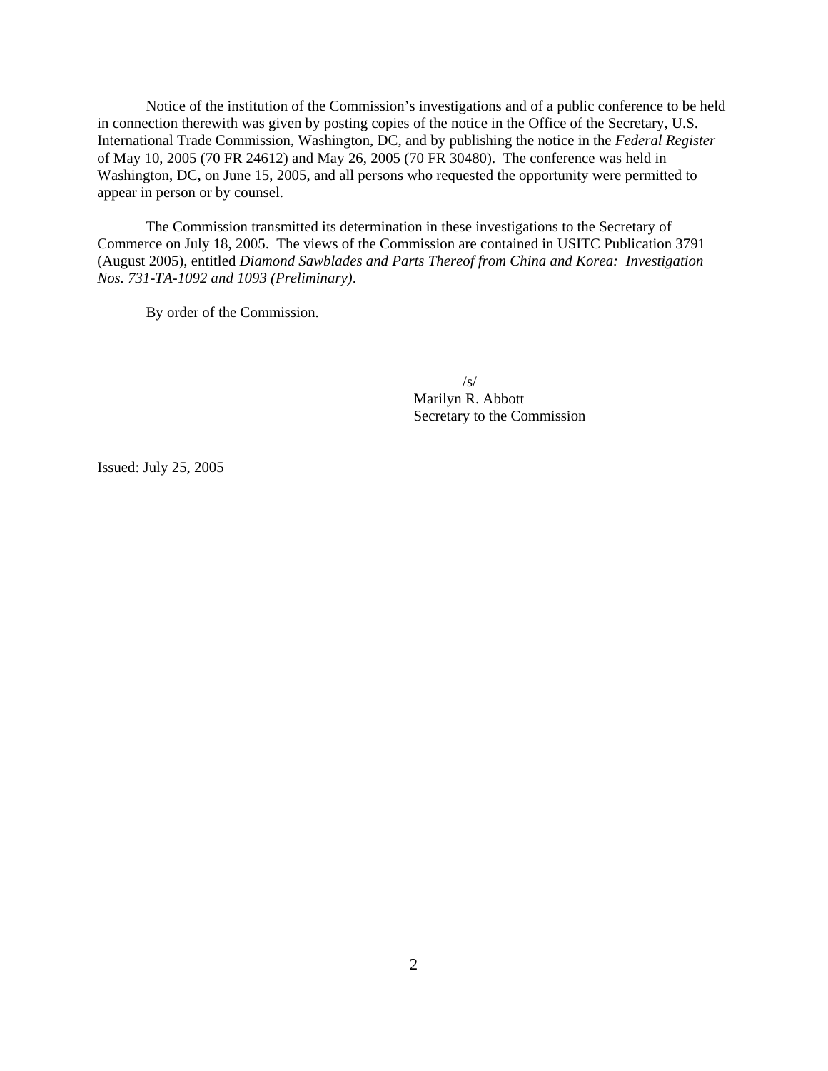Notice of the institution of the Commission's investigations and of a public conference to be held in connection therewith was given by posting copies of the notice in the Office of the Secretary, U.S. International Trade Commission, Washington, DC, and by publishing the notice in the *Federal Register* of May 10, 2005 (70 FR 24612) and May 26, 2005 (70 FR 30480). The conference was held in Washington, DC, on June 15, 2005, and all persons who requested the opportunity were permitted to appear in person or by counsel.

The Commission transmitted its determination in these investigations to the Secretary of Commerce on July 18, 2005. The views of the Commission are contained in USITC Publication 3791 (August 2005), entitled *Diamond Sawblades and Parts Thereof from China and Korea: Investigation Nos. 731-TA-1092 and 1093 (Preliminary)*.

By order of the Commission.

/s/
Marilyn R. Abbott
Secretary to the Commission

Issued: July 25, 2005